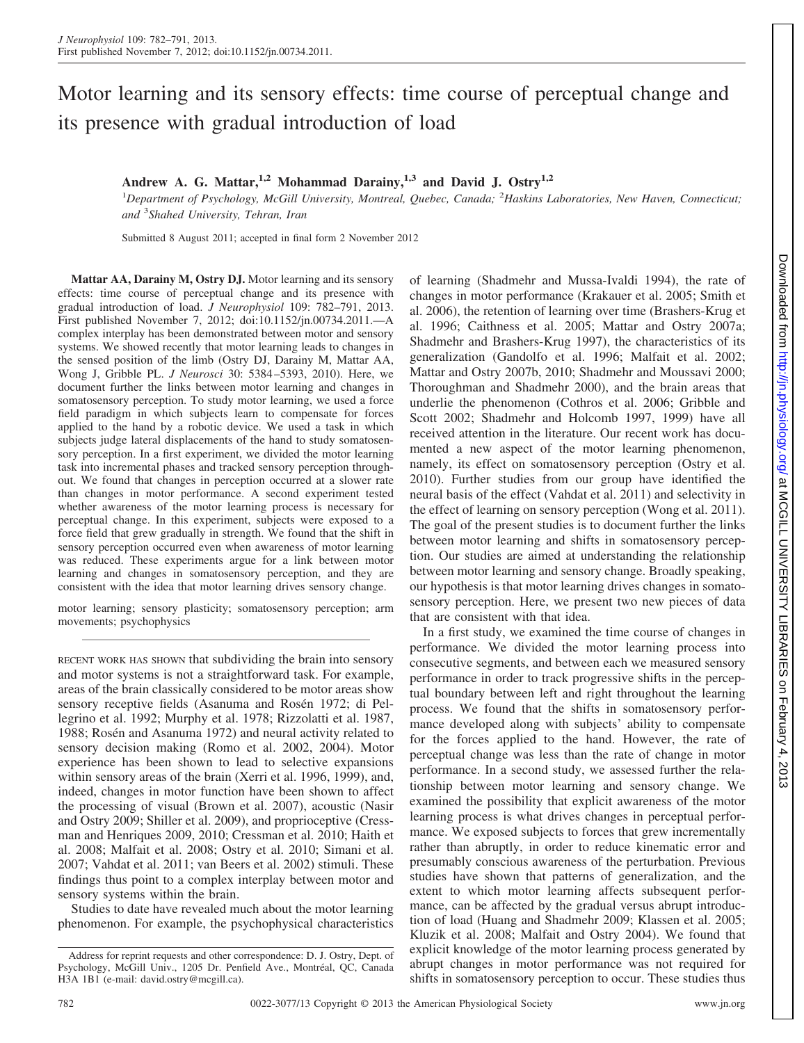# Motor learning and its sensory effects: time course of perceptual change and its presence with gradual introduction of load

**Andrew A. G. Mattar,[1,2] Mohammad Darainy,[1,3] and David J. Ostry[1,2]**

[1]Department of Psychology, McGill University, Montreal, Quebec, Canada; [2]Haskins Laboratories, New Haven, Connecticut; and [3]Shahed University, Tehran, Iran

Submitted 8 August 2011; accepted in final form 2 November 2012

**Mattar AA, Darainy M, Ostry DJ.** Motor learning and its sensory effects: time course of perceptual change and its presence with gradual introduction of load. *J Neurophysiol* 109: 782–791, 2013. First published November 7, 2012; doi:10.1152/jn.00734.2011.—A complex interplay has been demonstrated between motor and sensory systems. We showed recently that motor learning leads to changes in the sensed position of the limb (Ostry DJ, Darainy M, Mattar AA, Wong J, Gribble PL. *J Neurosci* 30: 5384–5393, 2010). Here, we document further the links between motor learning and changes in somatosensory perception. To study motor learning, we used a force field paradigm in which subjects learn to compensate for forces applied to the hand by a robotic device. We used a task in which subjects judge lateral displacements of the hand to study somatosensory perception. In a first experiment, we divided the motor learning task into incremental phases and tracked sensory perception throughout. We found that changes in perception occurred at a slower rate than changes in motor performance. A second experiment tested whether awareness of the motor learning process is necessary for perceptual change. In this experiment, subjects were exposed to a force field that grew gradually in strength. We found that the shift in sensory perception occurred even when awareness of motor learning was reduced. These experiments argue for a link between motor learning and changes in somatosensory perception, and they are consistent with the idea that motor learning drives sensory change.

motor learning; sensory plasticity; somatosensory perception; arm movements; psychophysics

RECENT WORK HAS SHOWN that subdividing the brain into sensory and motor systems is not a straightforward task. For example, areas of the brain classically considered to be motor areas show sensory receptive fields (Asanuma and Rosén 1972; di Pellegrino et al. 1992; Murphy et al. 1978; Rizzolatti et al. 1987, 1988; Rosén and Asanuma 1972) and neural activity related to sensory decision making (Romo et al. 2002, 2004). Motor experience has been shown to lead to selective expansions within sensory areas of the brain (Xerri et al. 1996, 1999), and, indeed, changes in motor function have been shown to affect the processing of visual (Brown et al. 2007), acoustic (Nasir and Ostry 2009; Shiller et al. 2009), and proprioceptive (Cressman and Henriques 2009, 2010; Cressman et al. 2010; Haith et al. 2008; Malfait et al. 2008; Ostry et al. 2010; Simani et al. 2007; Vahdat et al. 2011; van Beers et al. 2002) stimuli. These findings thus point to a complex interplay between motor and sensory systems within the brain.

Studies to date have revealed much about the motor learning phenomenon. For example, the psychophysical characteristics of learning (Shadmehr and Mussa-Ivaldi 1994), the rate of changes in motor performance (Krakauer et al. 2005; Smith et al. 2006), the retention of learning over time (Brashers-Krug et al. 1996; Caithness et al. 2005; Mattar and Ostry 2007a; Shadmehr and Brashers-Krug 1997), the characteristics of its generalization (Gandolfo et al. 1996; Malfait et al. 2002; Mattar and Ostry 2007b, 2010; Shadmehr and Moussavi 2000; Thoroughman and Shadmehr 2000), and the brain areas that underlie the phenomenon (Cothros et al. 2006; Gribble and Scott 2002; Shadmehr and Holcomb 1997, 1999) have all received attention in the literature. Our recent work has documented a new aspect of the motor learning phenomenon, namely, its effect on somatosensory perception (Ostry et al. 2010). Further studies from our group have identified the neural basis of the effect (Vahdat et al. 2011) and selectivity in the effect of learning on sensory perception (Wong et al. 2011). The goal of the present studies is to document further the links between motor learning and shifts in somatosensory perception. Our studies are aimed at understanding the relationship between motor learning and sensory change. Broadly speaking, our hypothesis is that motor learning drives changes in somatosensory perception. Here, we present two new pieces of data that are consistent with that idea.

In a first study, we examined the time course of changes in performance. We divided the motor learning process into consecutive segments, and between each we measured sensory performance in order to track progressive shifts in the perceptual boundary between left and right throughout the learning process. We found that the shifts in somatosensory performance developed along with subjects' ability to compensate for the forces applied to the hand. However, the rate of perceptual change was less than the rate of change in motor performance. In a second study, we assessed further the relationship between motor learning and sensory change. We examined the possibility that explicit awareness of the motor learning process is what drives changes in perceptual performance. We exposed subjects to forces that grew incrementally rather than abruptly, in order to reduce kinematic error and presumably conscious awareness of the perturbation. Previous studies have shown that patterns of generalization, and the extent to which motor learning affects subsequent performance, can be affected by the gradual versus abrupt introduction of load (Huang and Shadmehr 2009; Klassen et al. 2005; Kluzik et al. 2008; Malfait and Ostry 2004). We found that explicit knowledge of the motor learning process generated by abrupt changes in motor performance was not required for shifts in somatosensory perception to occur. These studies thus

Address for reprint requests and other correspondence: D. J. Ostry, Dept. of Psychology, McGill Univ., 1205 Dr. Penfield Ave., Montréal, QC, Canada H3A 1B1 (e-mail: david.ostry@mcgill.ca).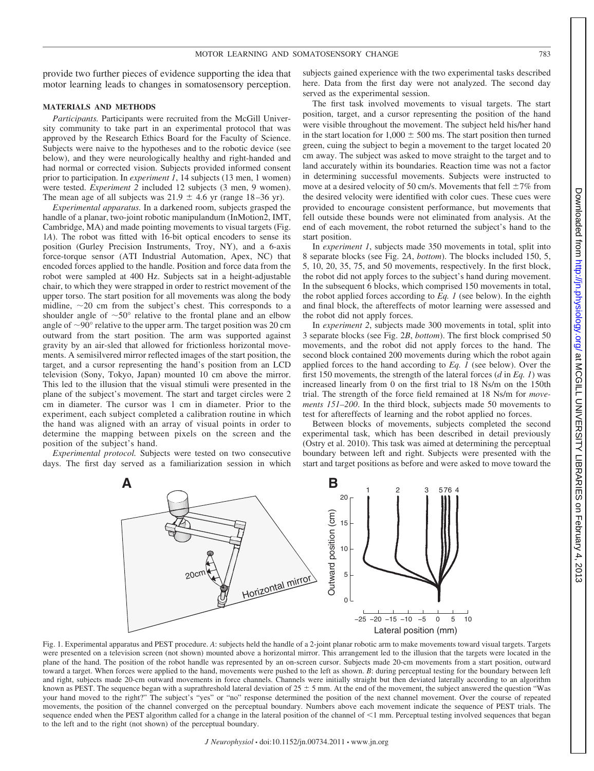provide two further pieces of evidence supporting the idea that motor learning leads to changes in somatosensory perception.

## MATERIALS AND METHODS

*Participants.* Participants were recruited from the McGill University community to take part in an experimental protocol that was approved by the Research Ethics Board for the Faculty of Science. Subjects were naive to the hypotheses and to the robotic device (see below), and they were neurologically healthy and right-handed and had normal or corrected vision. Subjects provided informed consent prior to participation. In *experiment 1*, 14 subjects (13 men, 1 women) were tested. *Experiment 2* included 12 subjects (3 men, 9 women). The mean age of all subjects was 21.9 ± 4.6 yr (range 18–36 yr).

*Experimental apparatus.* In a darkened room, subjects grasped the handle of a planar, two-joint robotic manipulandum (InMotion2, IMT, Cambridge, MA) and made pointing movements to visual targets (Fig. 1*A*). The robot was fitted with 16-bit optical encoders to sense its position (Gurley Precision Instruments, Troy, NY), and a 6-axis force-torque sensor (ATI Industrial Automation, Apex, NC) that encoded forces applied to the handle. Position and force data from the robot were sampled at 400 Hz. Subjects sat in a height-adjustable chair, to which they were strapped in order to restrict movement of the upper torso. The start position for all movements was along the body midline, ~20 cm from the subject's chest. This corresponds to a shoulder angle of ~50° relative to the frontal plane and an elbow angle of ~90° relative to the upper arm. The target position was 20 cm outward from the start position. The arm was supported against gravity by an air-sled that allowed for frictionless horizontal movements. A semisilvered mirror reflected images of the start position, the target, and a cursor representing the hand's position from an LCD television (Sony, Tokyo, Japan) mounted 10 cm above the mirror. This led to the illusion that the visual stimuli were presented in the plane of the subject's movement. The start and target circles were 2 cm in diameter. The cursor was 1 cm in diameter. Prior to the experiment, each subject completed a calibration routine in which the hand was aligned with an array of visual points in order to determine the mapping between pixels on the screen and the position of the subject's hand.

*Experimental protocol.* Subjects were tested on two consecutive days. The first day served as a familiarization session in which subjects gained experience with the two experimental tasks described here. Data from the first day were not analyzed. The second day served as the experimental session.

The first task involved movements to visual targets. The start position, target, and a cursor representing the position of the hand were visible throughout the movement. The subject held his/her hand in the start location for 1,000 ± 500 ms. The start position then turned green, cuing the subject to begin a movement to the target located 20 cm away. The subject was asked to move straight to the target and to land accurately within its boundaries. Reaction time was not a factor in determining successful movements. Subjects were instructed to move at a desired velocity of 50 cm/s. Movements that fell ±7% from the desired velocity were identified with color cues. These cues were provided to encourage consistent performance, but movements that fell outside these bounds were not eliminated from analysis. At the end of each movement, the robot returned the subject's hand to the start position.

In *experiment 1*, subjects made 350 movements in total, split into 8 separate blocks (see Fig. 2*A*, *bottom*). The blocks included 150, 5, 5, 10, 20, 35, 75, and 50 movements, respectively. In the first block, the robot did not apply forces to the subject's hand during movement. In the subsequent 6 blocks, which comprised 150 movements in total, the robot applied forces according to *Eq. 1* (see below). In the eighth and final block, the aftereffects of motor learning were assessed and the robot did not apply forces.

In *experiment 2*, subjects made 300 movements in total, split into 3 separate blocks (see Fig. 2*B*, *bottom*). The first block comprised 50 movements, and the robot did not apply forces to the hand. The second block contained 200 movements during which the robot again applied forces to the hand according to *Eq. 1* (see below). Over the first 150 movements, the strength of the lateral forces (*d* in *Eq. 1*) was increased linearly from 0 on the first trial to 18 Ns/m on the 150th trial. The strength of the force field remained at 18 Ns/m for *movements 151–200*. In the third block, subjects made 50 movements to test for aftereffects of learning and the robot applied no forces.

Between blocks of movements, subjects completed the second experimental task, which has been described in detail previously (Ostry et al. 2010). This task was aimed at determining the perceptual boundary between left and right. Subjects were presented with the start and target positions as before and were asked to move toward the

Fig. 1. Experimental apparatus and PEST procedure. *A*: subjects held the handle of a 2-joint planar robotic arm to make movements toward visual targets. Targets were presented on a television screen (not shown) mounted above a horizontal mirror. This arrangement led to the illusion that the targets were located in the plane of the hand. The position of the robot handle was represented by an on-screen cursor. Subjects made 20-cm movements from a start position, outward toward a target. When forces were applied to the hand, movements were pushed to the left as shown. *B*: during perceptual testing for the boundary between left and right, subjects made 20-cm outward movements in force channels. Channels were initially straight but then deviated laterally according to an algorithm known as PEST. The sequence began with a suprathreshold lateral deviation of 25 ± 5 mm. At the end of the movement, the subject answered the question "Was your hand moved to the right?" The subject's "yes" or "no" response determined the position of the next channel movement. Over the course of repeated movements, the position of the channel converged on the perceptual boundary. Numbers above each movement indicate the sequence of PEST trials. The sequence ended when the PEST algorithm called for a change in the lateral position of the channel of <1 mm. Perceptual testing involved sequences that began to the left and to the right (not shown) of the perceptual boundary.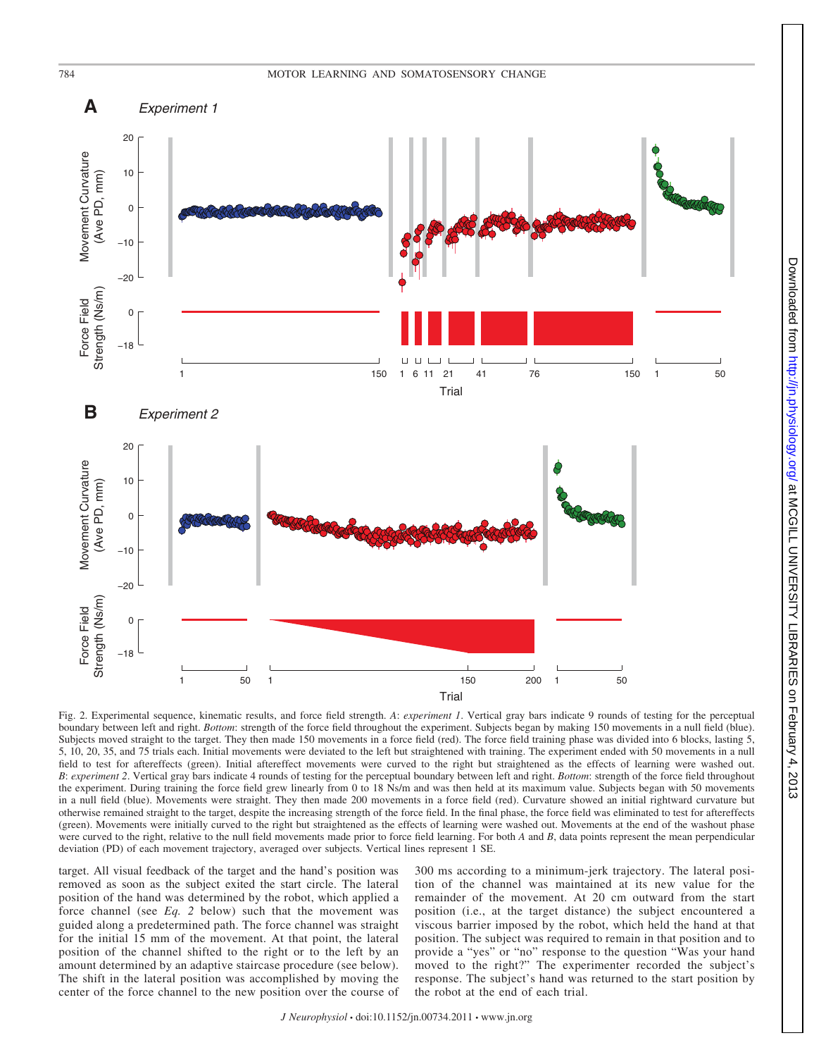Fig. 2. Experimental sequence, kinematic results, and force field strength. *A*: *experiment 1*. Vertical gray bars indicate 9 rounds of testing for the perceptual boundary between left and right. *Bottom*: strength of the force field throughout the experiment. Subjects began by making 150 movements in a null field (blue). Subjects moved straight to the target. They then made 150 movements in a force field (red). The force field training phase was divided into 6 blocks, lasting 5, 5, 10, 20, 35, and 75 trials each. Initial movements were deviated to the left but straightened with training. The experiment ended with 50 movements in a null field to test for aftereffects (green). Initial aftereffect movements were curved to the right but straightened as the effects of learning were washed out. *B*: *experiment 2*. Vertical gray bars indicate 4 rounds of testing for the perceptual boundary between left and right. *Bottom*: strength of the force field throughout the experiment. During training the force field grew linearly from 0 to 18 Ns/m and was then held at its maximum value. Subjects began with 50 movements in a null field (blue). Movements were straight. They then made 200 movements in a force field (red). Curvature showed an initial rightward curvature but otherwise remained straight to the target, despite the increasing strength of the force field. In the final phase, the force field was eliminated to test for aftereffects (green). Movements were initially curved to the right but straightened as the effects of learning were washed out. Movements at the end of the washout phase were curved to the right, relative to the null field movements made prior to force field learning. For both *A* and *B*, data points represent the mean perpendicular deviation (PD) of each movement trajectory, averaged over subjects. Vertical lines represent 1 SE.

target. All visual feedback of the target and the hand's position was removed as soon as the subject exited the start circle. The lateral position of the hand was determined by the robot, which applied a force channel (see *Eq. 2* below) such that the movement was guided along a predetermined path. The force channel was straight for the initial 15 mm of the movement. At that point, the lateral position of the channel shifted to the right or to the left by an amount determined by an adaptive staircase procedure (see below). The shift in the lateral position was accomplished by moving the center of the force channel to the new position over the course of 300 ms according to a minimum-jerk trajectory. The lateral position of the channel was maintained at its new value for the remainder of the movement. At 20 cm outward from the start position (i.e., at the target distance) the subject encountered a viscous barrier imposed by the robot, which held the hand at that position. The subject was required to remain in that position and to provide a "yes" or "no" response to the question "Was your hand moved to the right?" The experimenter recorded the subject's response. The subject's hand was returned to the start position by the robot at the end of each trial.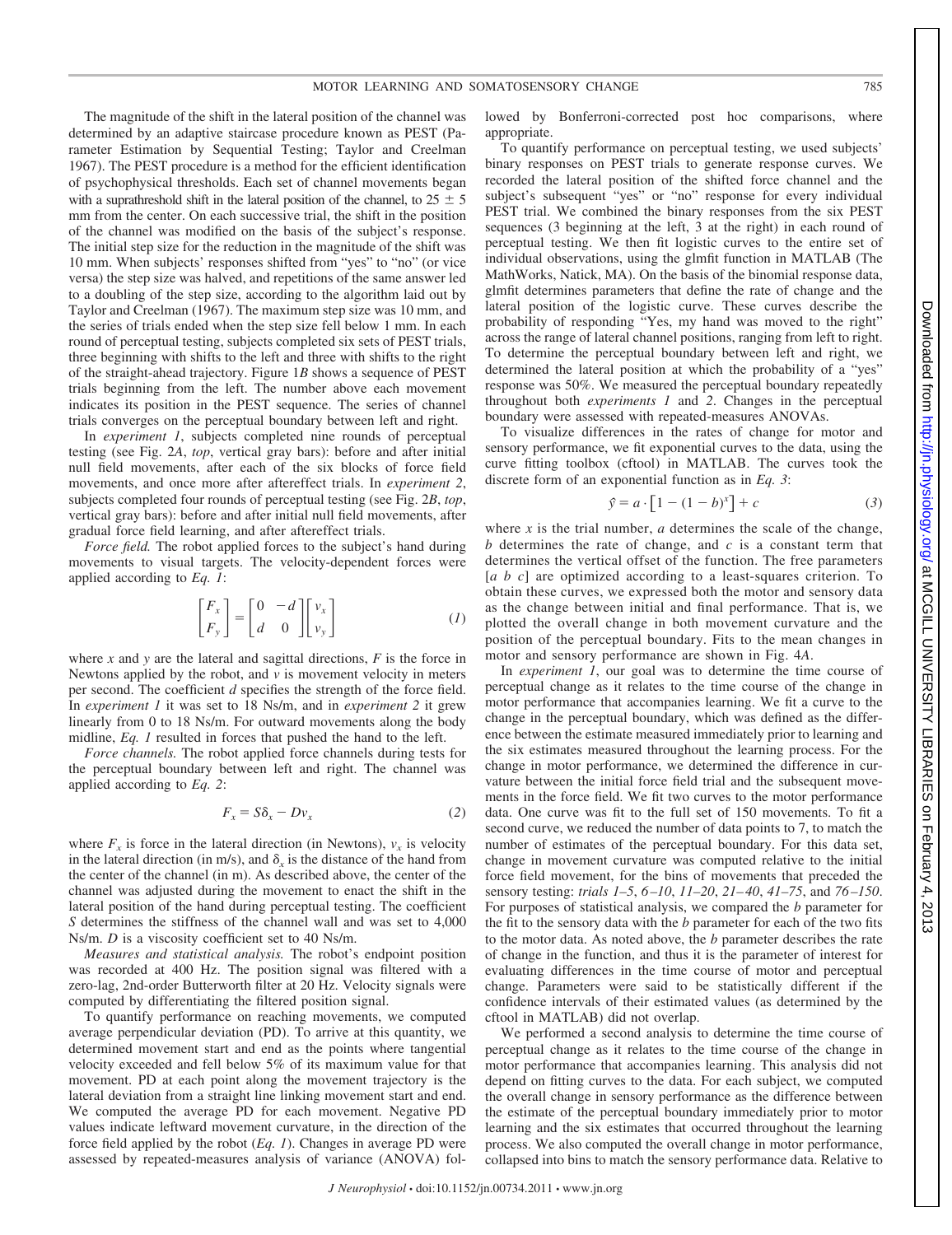The magnitude of the shift in the lateral position of the channel was determined by an adaptive staircase procedure known as PEST (Parameter Estimation by Sequential Testing; Taylor and Creelman 1967). The PEST procedure is a method for the efficient identification of psychophysical thresholds. Each set of channel movements began with a suprathreshold shift in the lateral position of the channel, to 25 ± 5 mm from the center. On each successive trial, the shift in the position of the channel was modified on the basis of the subject's response. The initial step size for the reduction in the magnitude of the shift was 10 mm. When subjects' responses shifted from "yes" to "no" (or vice versa) the step size was halved, and repetitions of the same answer led to a doubling of the step size, according to the algorithm laid out by Taylor and Creelman (1967). The maximum step size was 10 mm, and the series of trials ended when the step size fell below 1 mm. In each round of perceptual testing, subjects completed six sets of PEST trials, three beginning with shifts to the left and three with shifts to the right of the straight-ahead trajectory. Figure 1*B* shows a sequence of PEST trials beginning from the left. The number above each movement indicates its position in the PEST sequence. The series of channel trials converges on the perceptual boundary between left and right.

In *experiment 1*, subjects completed nine rounds of perceptual testing (see Fig. 2*A*, *top*, vertical gray bars): before and after initial null field movements, after each of the six blocks of force field movements, and once more after aftereffect trials. In *experiment 2*, subjects completed four rounds of perceptual testing (see Fig. 2*B*, *top*, vertical gray bars): before and after initial null field movements, after gradual force field learning, and after aftereffect trials.

*Force field.* The robot applied forces to the subject's hand during movements to visual targets. The velocity-dependent forces were applied according to *Eq. 1*:

$$\begin{bmatrix} F_x \\ F_y \end{bmatrix} = \begin{bmatrix} 0 & -d \\ d & 0 \end{bmatrix} \begin{bmatrix} v_x \\ v_y \end{bmatrix} \tag{1}$$

where $x$ and $y$ are the lateral and sagittal directions, $F$ is the force in Newtons applied by the robot, and $v$ is movement velocity in meters per second. The coefficient $d$ specifies the strength of the force field. In *experiment 1* it was set to 18 Ns/m, and in *experiment 2* it grew linearly from 0 to 18 Ns/m. For outward movements along the body midline, *Eq. 1* resulted in forces that pushed the hand to the left.

*Force channels.* The robot applied force channels during tests for the perceptual boundary between left and right. The channel was applied according to *Eq. 2*:

$$F_x = S\delta_x - Dv_x \tag{2}$$

where $F_x$ is force in the lateral direction (in Newtons), $v_x$ is velocity in the lateral direction (in m/s), and $\delta_x$ is the distance of the hand from the center of the channel (in m). As described above, the center of the channel was adjusted during the movement to enact the shift in the lateral position of the hand during perceptual testing. The coefficient $S$ determines the stiffness of the channel wall and was set to 4,000 Ns/m. $D$ is a viscosity coefficient set to 40 Ns/m.

*Measures and statistical analysis.* The robot's endpoint position was recorded at 400 Hz. The position signal was filtered with a zero-lag, 2nd-order Butterworth filter at 20 Hz. Velocity signals were computed by differentiating the filtered position signal.

To quantify performance on reaching movements, we computed average perpendicular deviation (PD). To arrive at this quantity, we determined movement start and end as the points where tangential velocity exceeded and fell below 5% of its maximum value for that movement. PD at each point along the movement trajectory is the lateral deviation from a straight line linking movement start and end. We computed the average PD for each movement. Negative PD values indicate leftward movement curvature, in the direction of the force field applied by the robot (*Eq. 1*). Changes in average PD were assessed by repeated-measures analysis of variance (ANOVA) followed by Bonferroni-corrected post hoc comparisons, where appropriate.

To quantify performance on perceptual testing, we used subjects' binary responses on PEST trials to generate response curves. We recorded the lateral position of the shifted force channel and the subject's subsequent "yes" or "no" response for every individual PEST trial. We combined the binary responses from the six PEST sequences (3 beginning at the left, 3 at the right) in each round of perceptual testing. We then fit logistic curves to the entire set of individual observations, using the glmfit function in MATLAB (The MathWorks, Natick, MA). On the basis of the binomial response data, glmfit determines parameters that define the rate of change and the lateral position of the logistic curve. These curves describe the probability of responding "Yes, my hand was moved to the right" across the range of lateral channel positions, ranging from left to right. To determine the perceptual boundary between left and right, we determined the lateral position at which the probability of a "yes" response was 50%. We measured the perceptual boundary repeatedly throughout both *experiments 1* and *2*. Changes in the perceptual boundary were assessed with repeated-measures ANOVAs.

To visualize differences in the rates of change for motor and sensory performance, we fit exponential curves to the data, using the curve fitting toolbox (cftool) in MATLAB. The curves took the discrete form of an exponential function as in *Eq. 3*:

$$\hat{y} = a \cdot \left[1 - (1 - b)^x\right] + c \tag{3}$$

where $x$ is the trial number, $a$ determines the scale of the change, $b$ determines the rate of change, and $c$ is a constant term that determines the vertical offset of the function. The free parameters [$a$ $b$ $c$] are optimized according to a least-squares criterion. To obtain these curves, we expressed both the motor and sensory data as the change between initial and final performance. That is, we plotted the overall change in both movement curvature and the position of the perceptual boundary. Fits to the mean changes in motor and sensory performance are shown in Fig. 4*A*.

In *experiment 1*, our goal was to determine the time course of perceptual change as it relates to the time course of the change in motor performance that accompanies learning. We fit a curve to the change in the perceptual boundary, which was defined as the difference between the estimate measured immediately prior to learning and the six estimates measured throughout the learning process. For the change in motor performance, we determined the difference in curvature between the initial force field trial and the subsequent movements in the force field. We fit two curves to the motor performance data. One curve was fit to the full set of 150 movements. To fit a second curve, we reduced the number of data points to 7, to match the number of estimates of the perceptual boundary. For this data set, change in movement curvature was computed relative to the initial force field movement, for the bins of movements that preceded the sensory testing: *trials 1–5*, *6–10*, *11–20*, *21–40*, *41–75*, and *76–150*. For purposes of statistical analysis, we compared the $b$ parameter for the fit to the sensory data with the $b$ parameter for each of the two fits to the motor data. As noted above, the $b$ parameter describes the rate of change in the function, and thus it is the parameter of interest for evaluating differences in the time course of motor and perceptual change. Parameters were said to be statistically different if the confidence intervals of their estimated values (as determined by the cftool in MATLAB) did not overlap.

We performed a second analysis to determine the time course of perceptual change as it relates to the time course of the change in motor performance that accompanies learning. This analysis did not depend on fitting curves to the data. For each subject, we computed the overall change in sensory performance as the difference between the estimate of the perceptual boundary immediately prior to motor learning and the six estimates that occurred throughout the learning process. We also computed the overall change in motor performance, collapsed into bins to match the sensory performance data. Relative to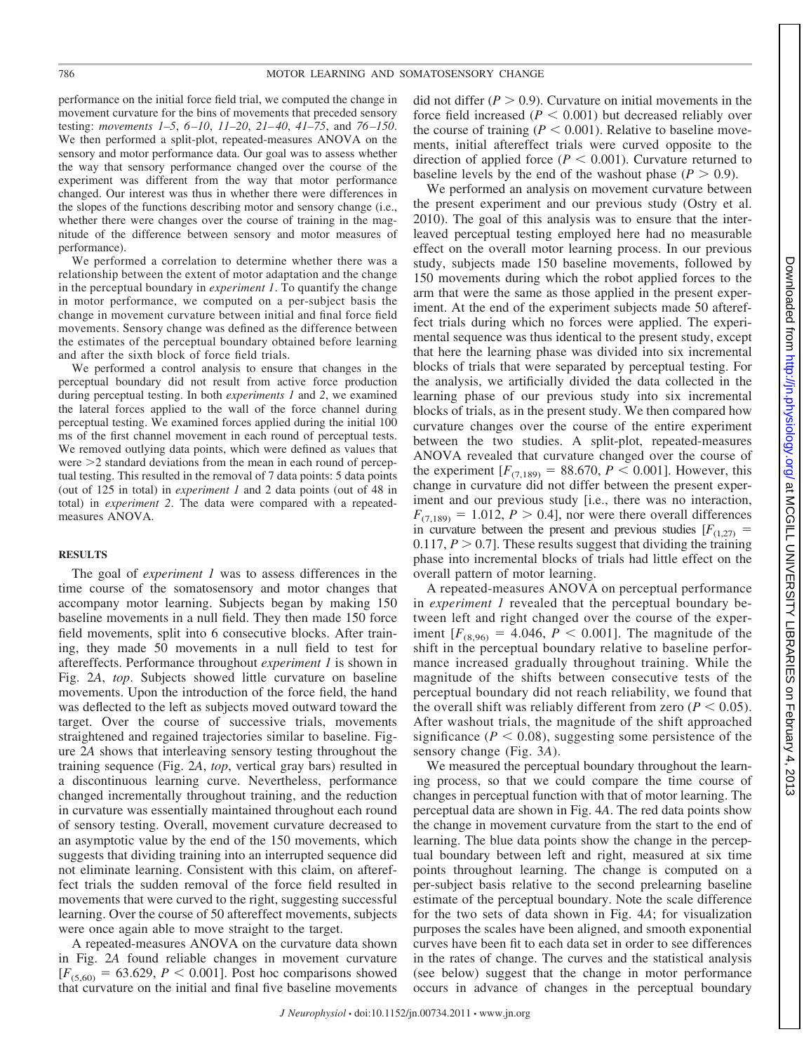performance on the initial force field trial, we computed the change in movement curvature for the bins of movements that preceded sensory testing: *movements 1–5*, *6–10*, *11–20*, *21–40*, *41–75*, and *76–150*. We then performed a split-plot, repeated-measures ANOVA on the sensory and motor performance data. Our goal was to assess whether the way that sensory performance changed over the course of the experiment was different from the way that motor performance changed. Our interest was thus in whether there were differences in the slopes of the functions describing motor and sensory change (i.e., whether there were changes over the course of training in the magnitude of the difference between sensory and motor measures of performance).

We performed a correlation to determine whether there was a relationship between the extent of motor adaptation and the change in the perceptual boundary in *experiment 1*. To quantify the change in motor performance, we computed on a per-subject basis the change in movement curvature between initial and final force field movements. Sensory change was defined as the difference between the estimates of the perceptual boundary obtained before learning and after the sixth block of force field trials.

We performed a control analysis to ensure that changes in the perceptual boundary did not result from active force production during perceptual testing. In both *experiments 1* and *2*, we examined the lateral forces applied to the wall of the force channel during perceptual testing. We examined forces applied during the initial 100 ms of the first channel movement in each round of perceptual tests. We removed outlying data points, which were defined as values that were >2 standard deviations from the mean in each round of perceptual testing. This resulted in the removal of 7 data points: 5 data points (out of 125 in total) in *experiment 1* and 2 data points (out of 48 in total) in *experiment 2*. The data were compared with a repeated-measures ANOVA.

## RESULTS

The goal of *experiment 1* was to assess differences in the time course of the somatosensory and motor changes that accompany motor learning. Subjects began by making 150 baseline movements in a null field. They then made 150 force field movements, split into 6 consecutive blocks. After training, they made 50 movements in a null field to test for aftereffects. Performance throughout *experiment 1* is shown in Fig. 2*A*, *top*. Subjects showed little curvature on baseline movements. Upon the introduction of the force field, the hand was deflected to the left as subjects moved outward toward the target. Over the course of successive trials, movements straightened and regained trajectories similar to baseline. Figure 2*A* shows that interleaving sensory testing throughout the training sequence (Fig. 2*A*, *top*, vertical gray bars) resulted in a discontinuous learning curve. Nevertheless, performance changed incrementally throughout training, and the reduction in curvature was essentially maintained throughout each round of sensory testing. Overall, movement curvature decreased to an asymptotic value by the end of the 150 movements, which suggests that dividing training into an interrupted sequence did not eliminate learning. Consistent with this claim, on aftereffect trials the sudden removal of the force field resulted in movements that were curved to the right, suggesting successful learning. Over the course of 50 aftereffect movements, subjects were once again able to move straight to the target.

A repeated-measures ANOVA on the curvature data shown in Fig. 2*A* found reliable changes in movement curvature [$F_{(5,60)} = 63.629$, $P < 0.001$]. Post hoc comparisons showed that curvature on the initial and final five baseline movements did not differ ($P > 0.9$). Curvature on initial movements in the force field increased ($P < 0.001$) but decreased reliably over the course of training ($P < 0.001$). Relative to baseline movements, initial aftereffect trials were curved opposite to the direction of applied force ($P < 0.001$). Curvature returned to baseline levels by the end of the washout phase ($P > 0.9$).

We performed an analysis on movement curvature between the present experiment and our previous study (Ostry et al. 2010). The goal of this analysis was to ensure that the interleaved perceptual testing employed here had no measurable effect on the overall motor learning process. In our previous study, subjects made 150 baseline movements, followed by 150 movements during which the robot applied forces to the arm that were the same as those applied in the present experiment. At the end of the experiment subjects made 50 aftereffect trials during which no forces were applied. The experimental sequence was thus identical to the present study, except that here the learning phase was divided into six incremental blocks of trials that were separated by perceptual testing. For the analysis, we artificially divided the data collected in the learning phase of our previous study into six incremental blocks of trials, as in the present study. We then compared how curvature changes over the course of the entire experiment between the two studies. A split-plot, repeated-measures ANOVA revealed that curvature changed over the course of the experiment [$F_{(7,189)} = 88.670$, $P < 0.001$]. However, this change in curvature did not differ between the present experiment and our previous study [i.e., there was no interaction, $F_{(7,189)} = 1.012$, $P > 0.4$], nor were there overall differences in curvature between the present and previous studies [$F_{(1,27)} = 0.117$, $P > 0.7$]. These results suggest that dividing the training phase into incremental blocks of trials had little effect on the overall pattern of motor learning.

A repeated-measures ANOVA on perceptual performance in *experiment 1* revealed that the perceptual boundary between left and right changed over the course of the experiment [$F_{(8,96)} = 4.046$, $P < 0.001$]. The magnitude of the shift in the perceptual boundary relative to baseline performance increased gradually throughout training. While the magnitude of the shifts between consecutive tests of the perceptual boundary did not reach reliability, we found that the overall shift was reliably different from zero ($P < 0.05$). After washout trials, the magnitude of the shift approached significance ($P < 0.08$), suggesting some persistence of the sensory change (Fig. 3*A*).

We measured the perceptual boundary throughout the learning process, so that we could compare the time course of changes in perceptual function with that of motor learning. The perceptual data are shown in Fig. 4*A*. The red data points show the change in movement curvature from the start to the end of learning. The blue data points show the change in the perceptual boundary between left and right, measured at six time points throughout learning. The change is computed on a per-subject basis relative to the second prelearning baseline estimate of the perceptual boundary. Note the scale difference for the two sets of data shown in Fig. 4*A*; for visualization purposes the scales have been aligned, and smooth exponential curves have been fit to each data set in order to see differences in the rates of change. The curves and the statistical analysis (see below) suggest that the change in motor performance occurs in advance of changes in the perceptual boundary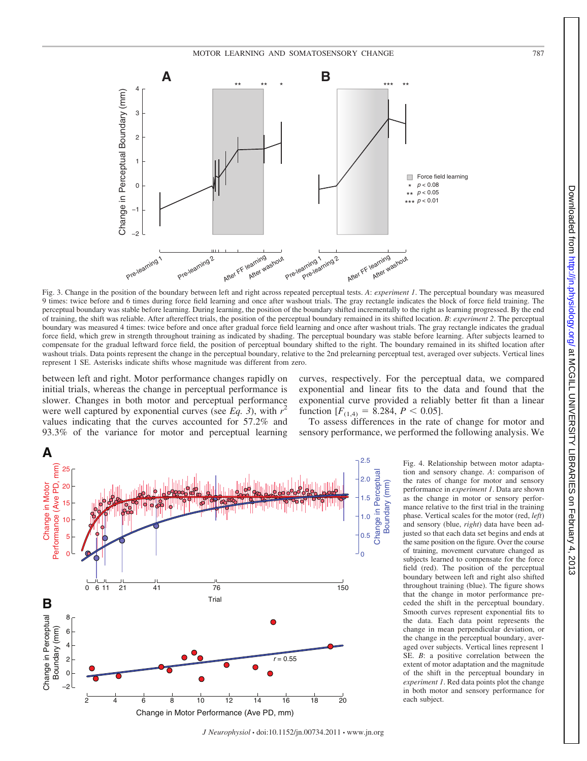Fig. 3. Change in the position of the boundary between left and right across repeated perceptual tests. *A*: *experiment 1*. The perceptual boundary was measured 9 times: twice before and 6 times during force field learning and once after washout trials. The gray rectangle indicates the block of force field training. The perceptual boundary was stable before learning. During learning, the position of the boundary shifted incrementally to the right as learning progressed. By the end of training, the shift was reliable. After aftereffect trials, the position of the perceptual boundary remained in its shifted location. *B*: *experiment 2*. The perceptual boundary was measured 4 times: twice before and once after gradual force field learning and once after washout trials. The gray rectangle indicates the gradual force field, which grew in strength throughout training as indicated by shading. The perceptual boundary was stable before learning. After subjects learned to compensate for the gradual leftward force field, the position of perceptual boundary shifted to the right. The boundary remained in its shifted location after washout trials. Data points represent the change in the perceptual boundary, relative to the 2nd prelearning perceptual test, averaged over subjects. Vertical lines represent 1 SE. Asterisks indicate shifts whose magnitude was different from zero.

between left and right. Motor performance changes rapidly on initial trials, whereas the change in perceptual performance is slower. Changes in both motor and perceptual performance were well captured by exponential curves (see *Eq. 3*), with $r^2$ values indicating that the curves accounted for 57.2% and 93.3% of the variance for motor and perceptual learning curves, respectively. For the perceptual data, we compared exponential and linear fits to the data and found that the exponential curve provided a reliably better fit than a linear function [$F_{(1,4)} = 8.284$, $P < 0.05$].

To assess differences in the rate of change for motor and sensory performance, we performed the following analysis. We

Fig. 4. Relationship between motor adaptation and sensory change. *A*: comparison of the rates of change for motor and sensory performance in *experiment 1*. Data are shown as the change in motor or sensory performance relative to the first trial in the training phase. Vertical scales for the motor (red, *left*) and sensory (blue, *right*) data have been adjusted so that each data set begins and ends at the same position on the figure. Over the course of training, movement curvature changed as subjects learned to compensate for the force field (red). The position of the perceptual boundary between left and right also shifted throughout training (blue). The figure shows that the change in motor performance preceded the shift in the perceptual boundary. Smooth curves represent exponential fits to the data. Each data point represents the change in mean perpendicular deviation, or the change in the perceptual boundary, averaged over subjects. Vertical lines represent 1 SE. *B*: a positive correlation between the extent of motor adaptation and the magnitude of the shift in the perceptual boundary in *experiment 1*. Red data points plot the change in both motor and sensory performance for each subject.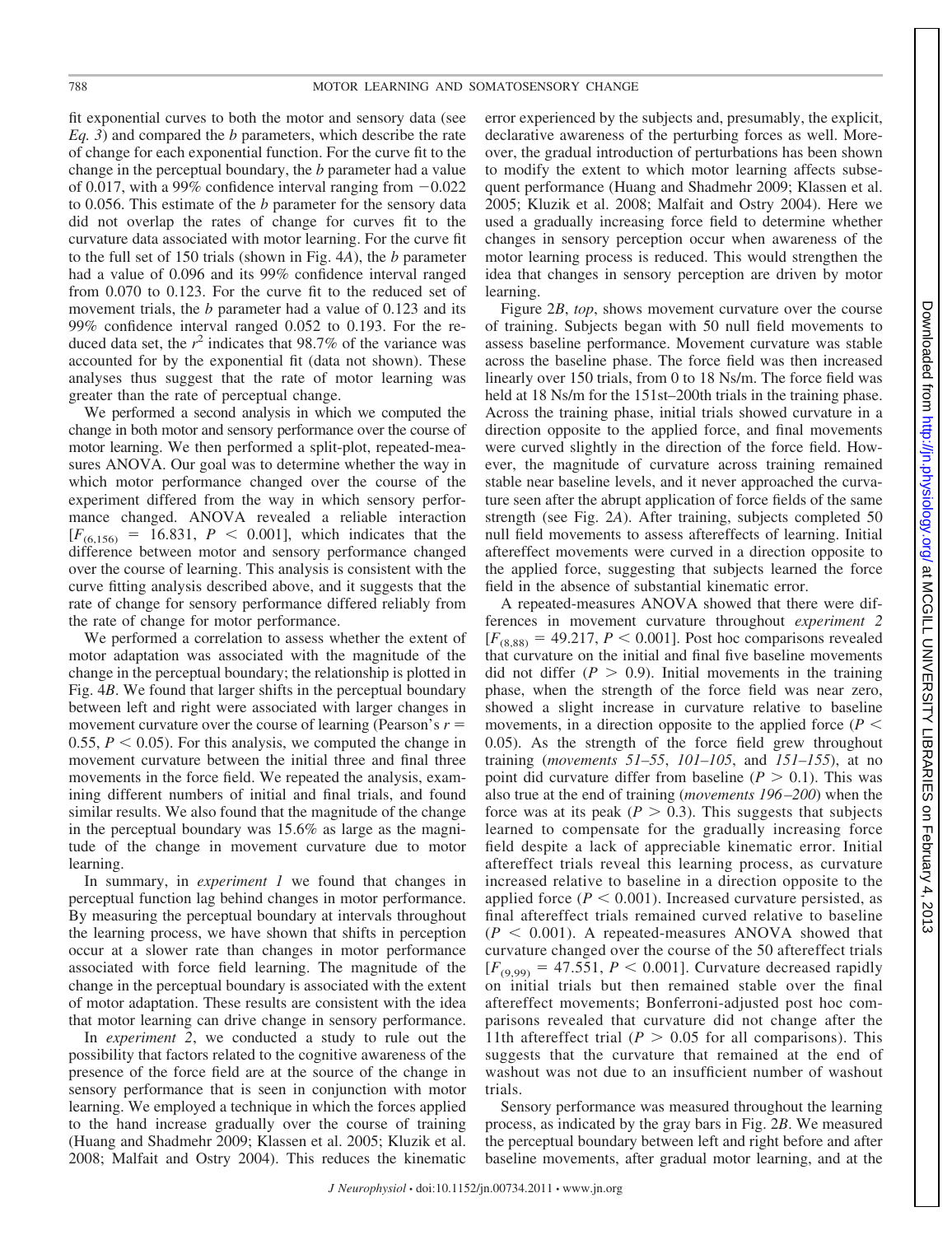fit exponential curves to both the motor and sensory data (see *Eq. 3*) and compared the *b* parameters, which describe the rate of change for each exponential function. For the curve fit to the change in the perceptual boundary, the *b* parameter had a value of 0.017, with a 99% confidence interval ranging from −0.022 to 0.056. This estimate of the *b* parameter for the sensory data did not overlap the rates of change for curves fit to the curvature data associated with motor learning. For the curve fit to the full set of 150 trials (shown in Fig. 4*A*), the *b* parameter had a value of 0.096 and its 99% confidence interval ranged from 0.070 to 0.123. For the curve fit to the reduced set of movement trials, the *b* parameter had a value of 0.123 and its 99% confidence interval ranged 0.052 to 0.193. For the reduced data set, the $r^2$ indicates that 98.7% of the variance was accounted for by the exponential fit (data not shown). These analyses thus suggest that the rate of motor learning was greater than the rate of perceptual change.

We performed a second analysis in which we computed the change in both motor and sensory performance over the course of motor learning. We then performed a split-plot, repeated-measures ANOVA. Our goal was to determine whether the way in which motor performance changed over the course of the experiment differed from the way in which sensory performance changed. ANOVA revealed a reliable interaction [$F_{(6,156)} = 16.831$, $P < 0.001$], which indicates that the difference between motor and sensory performance changed over the course of learning. This analysis is consistent with the curve fitting analysis described above, and it suggests that the rate of change for sensory performance differed reliably from the rate of change for motor performance.

We performed a correlation to assess whether the extent of motor adaptation was associated with the magnitude of the change in the perceptual boundary; the relationship is plotted in Fig. 4*B*. We found that larger shifts in the perceptual boundary between left and right were associated with larger changes in movement curvature over the course of learning (Pearson's $r = 0.55$, $P < 0.05$). For this analysis, we computed the change in movement curvature between the initial three and final three movements in the force field. We repeated the analysis, examining different numbers of initial and final trials, and found similar results. We also found that the magnitude of the change in the perceptual boundary was 15.6% as large as the magnitude of the change in movement curvature due to motor learning.

In summary, in *experiment 1* we found that changes in perceptual function lag behind changes in motor performance. By measuring the perceptual boundary at intervals throughout the learning process, we have shown that shifts in perception occur at a slower rate than changes in motor performance associated with force field learning. The magnitude of the change in the perceptual boundary is associated with the extent of motor adaptation. These results are consistent with the idea that motor learning can drive change in sensory performance.

In *experiment 2*, we conducted a study to rule out the possibility that factors related to the cognitive awareness of the presence of the force field are at the source of the change in sensory performance that is seen in conjunction with motor learning. We employed a technique in which the forces applied to the hand increase gradually over the course of training (Huang and Shadmehr 2009; Klassen et al. 2005; Kluzik et al. 2008; Malfait and Ostry 2004). This reduces the kinematic error experienced by the subjects and, presumably, the explicit, declarative awareness of the perturbing forces as well. Moreover, the gradual introduction of perturbations has been shown to modify the extent to which motor learning affects subsequent performance (Huang and Shadmehr 2009; Klassen et al. 2005; Kluzik et al. 2008; Malfait and Ostry 2004). Here we used a gradually increasing force field to determine whether changes in sensory perception occur when awareness of the motor learning process is reduced. This would strengthen the idea that changes in sensory perception are driven by motor learning.

Figure 2*B*, *top*, shows movement curvature over the course of training. Subjects began with 50 null field movements to assess baseline performance. Movement curvature was stable across the baseline phase. The force field was then increased linearly over 150 trials, from 0 to 18 Ns/m. The force field was held at 18 Ns/m for the 151st–200th trials in the training phase. Across the training phase, initial trials showed curvature in a direction opposite to the applied force, and final movements were curved slightly in the direction of the force field. However, the magnitude of curvature across training remained stable near baseline levels, and it never approached the curvature seen after the abrupt application of force fields of the same strength (see Fig. 2*A*). After training, subjects completed 50 null field movements to assess aftereffects of learning. Initial aftereffect movements were curved in a direction opposite to the applied force, suggesting that subjects learned the force field in the absence of substantial kinematic error.

A repeated-measures ANOVA showed that there were differences in movement curvature throughout *experiment 2* [$F_{(8,88)} = 49.217$, $P < 0.001$]. Post hoc comparisons revealed that curvature on the initial and final five baseline movements did not differ ($P > 0.9$). Initial movements in the training phase, when the strength of the force field was near zero, showed a slight increase in curvature relative to baseline movements, in a direction opposite to the applied force ($P < 0.05$). As the strength of the force field grew throughout training (*movements 51–55*, *101–105*, and *151–155*), at no point did curvature differ from baseline ($P > 0.1$). This was also true at the end of training (*movements 196–200*) when the force was at its peak ($P > 0.3$). This suggests that subjects learned to compensate for the gradually increasing force field despite a lack of appreciable kinematic error. Initial aftereffect trials reveal this learning process, as curvature increased relative to baseline in a direction opposite to the applied force ($P < 0.001$). Increased curvature persisted, as final aftereffect trials remained curved relative to baseline ($P < 0.001$). A repeated-measures ANOVA showed that curvature changed over the course of the 50 aftereffect trials [$F_{(9,99)} = 47.551$, $P < 0.001$]. Curvature decreased rapidly on initial trials but then remained stable over the final aftereffect movements; Bonferroni-adjusted post hoc comparisons revealed that curvature did not change after the 11th aftereffect trial ($P > 0.05$ for all comparisons). This suggests that the curvature that remained at the end of washout was not due to an insufficient number of washout trials.

Sensory performance was measured throughout the learning process, as indicated by the gray bars in Fig. 2*B*. We measured the perceptual boundary between left and right before and after baseline movements, after gradual motor learning, and at the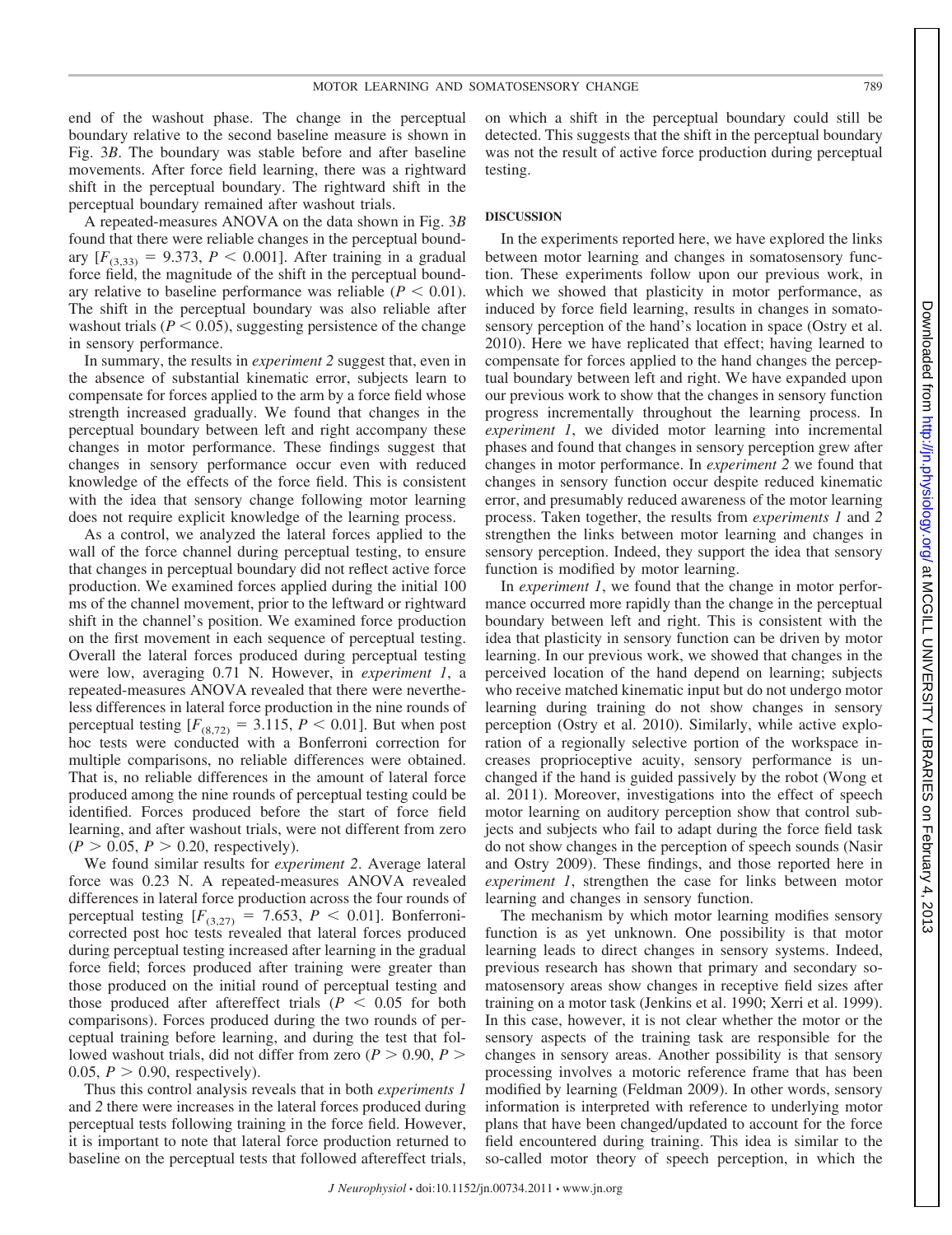end of the washout phase. The change in the perceptual boundary relative to the second baseline measure is shown in Fig. 3*B*. The boundary was stable before and after baseline movements. After force field learning, there was a rightward shift in the perceptual boundary. The rightward shift in the perceptual boundary remained after washout trials.

A repeated-measures ANOVA on the data shown in Fig. 3*B* found that there were reliable changes in the perceptual boundary [$F_{(3,33)} = 9.373$, $P < 0.001$]. After training in a gradual force field, the magnitude of the shift in the perceptual boundary relative to baseline performance was reliable ($P < 0.01$). The shift in the perceptual boundary was also reliable after washout trials ($P < 0.05$), suggesting persistence of the change in sensory performance.

In summary, the results in *experiment 2* suggest that, even in the absence of substantial kinematic error, subjects learn to compensate for forces applied to the arm by a force field whose strength increased gradually. We found that changes in the perceptual boundary between left and right accompany these changes in motor performance. These findings suggest that changes in sensory performance occur even with reduced knowledge of the effects of the force field. This is consistent with the idea that sensory change following motor learning does not require explicit knowledge of the learning process.

As a control, we analyzed the lateral forces applied to the wall of the force channel during perceptual testing, to ensure that changes in perceptual boundary did not reflect active force production. We examined forces applied during the initial 100 ms of the channel movement, prior to the leftward or rightward shift in the channel's position. We examined force production on the first movement in each sequence of perceptual testing. Overall the lateral forces produced during perceptual testing were low, averaging 0.71 N. However, in *experiment 1*, a repeated-measures ANOVA revealed that there were nevertheless differences in lateral force production in the nine rounds of perceptual testing [$F_{(8,72)} = 3.115$, $P < 0.01$]. But when post hoc tests were conducted with a Bonferroni correction for multiple comparisons, no reliable differences were obtained. That is, no reliable differences in the amount of lateral force produced among the nine rounds of perceptual testing could be identified. Forces produced before the start of force field learning, and after washout trials, were not different from zero ($P > 0.05$, $P > 0.20$, respectively).

We found similar results for *experiment 2*. Average lateral force was 0.23 N. A repeated-measures ANOVA revealed differences in lateral force production across the four rounds of perceptual testing [$F_{(3,27)} = 7.653$, $P < 0.01$]. Bonferroni-corrected post hoc tests revealed that lateral forces produced during perceptual testing increased after learning in the gradual force field; forces produced after training were greater than those produced on the initial round of perceptual testing and those produced after aftereffect trials ($P < 0.05$ for both comparisons). Forces produced during the two rounds of perceptual training before learning, and during the test that followed washout trials, did not differ from zero ($P > 0.90$, $P > 0.05$, $P > 0.90$, respectively).

Thus this control analysis reveals that in both *experiments 1* and *2* there were increases in the lateral forces produced during perceptual tests following training in the force field. However, it is important to note that lateral force production returned to baseline on the perceptual tests that followed aftereffect trials, on which a shift in the perceptual boundary could still be detected. This suggests that the shift in the perceptual boundary was not the result of active force production during perceptual testing.

## DISCUSSION

In the experiments reported here, we have explored the links between motor learning and changes in somatosensory function. These experiments follow upon our previous work, in which we showed that plasticity in motor performance, as induced by force field learning, results in changes in somatosensory perception of the hand's location in space (Ostry et al. 2010). Here we have replicated that effect; having learned to compensate for forces applied to the hand changes the perceptual boundary between left and right. We have expanded upon our previous work to show that the changes in sensory function progress incrementally throughout the learning process. In *experiment 1*, we divided motor learning into incremental phases and found that changes in sensory perception grew after changes in motor performance. In *experiment 2* we found that changes in sensory function occur despite reduced kinematic error, and presumably reduced awareness of the motor learning process. Taken together, the results from *experiments 1* and *2* strengthen the links between motor learning and changes in sensory perception. Indeed, they support the idea that sensory function is modified by motor learning.

In *experiment 1*, we found that the change in motor performance occurred more rapidly than the change in the perceptual boundary between left and right. This is consistent with the idea that plasticity in sensory function can be driven by motor learning. In our previous work, we showed that changes in the perceived location of the hand depend on learning; subjects who receive matched kinematic input but do not undergo motor learning during training do not show changes in sensory perception (Ostry et al. 2010). Similarly, while active exploration of a regionally selective portion of the workspace increases proprioceptive acuity, sensory performance is unchanged if the hand is guided passively by the robot (Wong et al. 2011). Moreover, investigations into the effect of speech motor learning on auditory perception show that control subjects and subjects who fail to adapt during the force field task do not show changes in the perception of speech sounds (Nasir and Ostry 2009). These findings, and those reported here in *experiment 1*, strengthen the case for links between motor learning and changes in sensory function.

The mechanism by which motor learning modifies sensory function is as yet unknown. One possibility is that motor learning leads to direct changes in sensory systems. Indeed, previous research has shown that primary and secondary somatosensory areas show changes in receptive field sizes after training on a motor task (Jenkins et al. 1990; Xerri et al. 1999). In this case, however, it is not clear whether the motor or the sensory aspects of the training task are responsible for the changes in sensory areas. Another possibility is that sensory processing involves a motoric reference frame that has been modified by learning (Feldman 2009). In other words, sensory information is interpreted with reference to underlying motor plans that have been changed/updated to account for the force field encountered during training. This idea is similar to the so-called motor theory of speech perception, in which the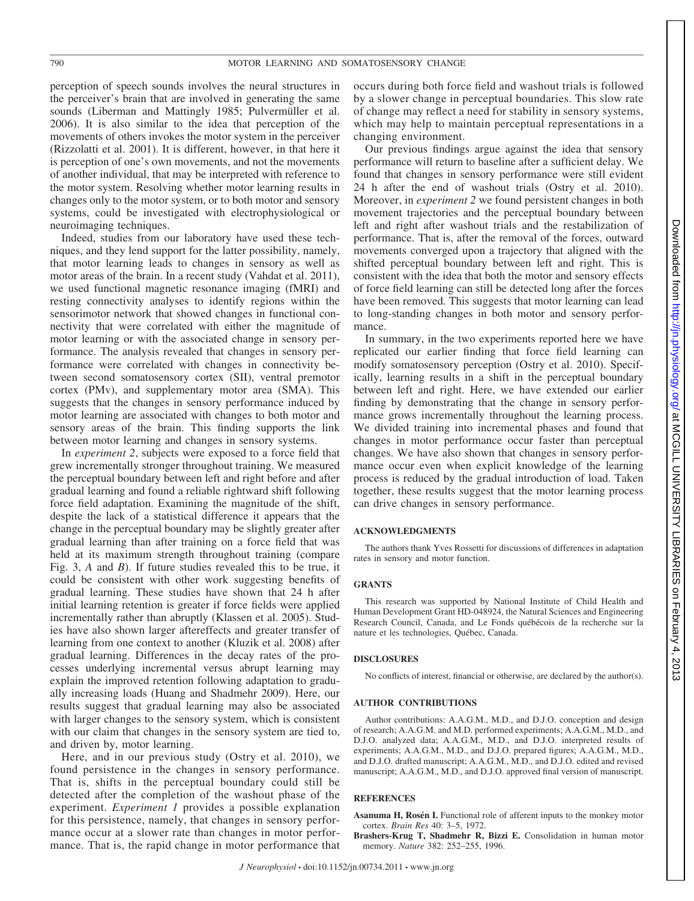perception of speech sounds involves the neural structures in the perceiver's brain that are involved in generating the same sounds (Liberman and Mattingly 1985; Pulvermüller et al. 2006). It is also similar to the idea that perception of the movements of others invokes the motor system in the perceiver (Rizzolatti et al. 2001). It is different, however, in that here it is perception of one's own movements, and not the movements of another individual, that may be interpreted with reference to the motor system. Resolving whether motor learning results in changes only to the motor system, or to both motor and sensory systems, could be investigated with electrophysiological or neuroimaging techniques.

Indeed, studies from our laboratory have used these techniques, and they lend support for the latter possibility, namely, that motor learning leads to changes in sensory as well as motor areas of the brain. In a recent study (Vahdat et al. 2011), we used functional magnetic resonance imaging (fMRI) and resting connectivity analyses to identify regions within the sensorimotor network that showed changes in functional connectivity that were correlated with either the magnitude of motor learning or with the associated change in sensory performance. The analysis revealed that changes in sensory performance were correlated with changes in connectivity between second somatosensory cortex (SII), ventral premotor cortex (PMv), and supplementary motor area (SMA). This suggests that the changes in sensory performance induced by motor learning are associated with changes to both motor and sensory areas of the brain. This finding supports the link between motor learning and changes in sensory systems.

In *experiment 2*, subjects were exposed to a force field that grew incrementally stronger throughout training. We measured the perceptual boundary between left and right before and after gradual learning and found a reliable rightward shift following force field adaptation. Examining the magnitude of the shift, despite the lack of a statistical difference it appears that the change in the perceptual boundary may be slightly greater after gradual learning than after training on a force field that was held at its maximum strength throughout training (compare Fig. 3, *A* and *B*). If future studies revealed this to be true, it could be consistent with other work suggesting benefits of gradual learning. These studies have shown that 24 h after initial learning retention is greater if force fields were applied incrementally rather than abruptly (Klassen et al. 2005). Studies have also shown larger aftereffects and greater transfer of learning from one context to another (Kluzik et al. 2008) after gradual learning. Differences in the decay rates of the processes underlying incremental versus abrupt learning may explain the improved retention following adaptation to gradually increasing loads (Huang and Shadmehr 2009). Here, our results suggest that gradual learning may also be associated with larger changes to the sensory system, which is consistent with our claim that changes in the sensory system are tied to, and driven by, motor learning.

Here, and in our previous study (Ostry et al. 2010), we found persistence in the changes in sensory performance. That is, shifts in the perceptual boundary could still be detected after the completion of the washout phase of the experiment. *Experiment 1* provides a possible explanation for this persistence, namely, that changes in sensory performance occur at a slower rate than changes in motor performance. That is, the rapid change in motor performance that occurs during both force field and washout trials is followed by a slower change in perceptual boundaries. This slow rate of change may reflect a need for stability in sensory systems, which may help to maintain perceptual representations in a changing environment.

Our previous findings argue against the idea that sensory performance will return to baseline after a sufficient delay. We found that changes in sensory performance were still evident 24 h after the end of washout trials (Ostry et al. 2010). Moreover, in *experiment 2* we found persistent changes in both movement trajectories and the perceptual boundary between left and right after washout trials and the restabilization of performance. That is, after the removal of the forces, outward movements converged upon a trajectory that aligned with the shifted perceptual boundary between left and right. This is consistent with the idea that both the motor and sensory effects of force field learning can still be detected long after the forces have been removed. This suggests that motor learning can lead to long-standing changes in both motor and sensory performance.

In summary, in the two experiments reported here we have replicated our earlier finding that force field learning can modify somatosensory perception (Ostry et al. 2010). Specifically, learning results in a shift in the perceptual boundary between left and right. Here, we have extended our earlier finding by demonstrating that the change in sensory performance grows incrementally throughout the learning process. We divided training into incremental phases and found that changes in motor performance occur faster than perceptual changes. We have also shown that changes in sensory performance occur even when explicit knowledge of the learning process is reduced by the gradual introduction of load. Taken together, these results suggest that the motor learning process can drive changes in sensory performance.

## ACKNOWLEDGMENTS

The authors thank Yves Rossetti for discussions of differences in adaptation rates in sensory and motor function.

## GRANTS

This research was supported by National Institute of Child Health and Human Development Grant HD-048924, the Natural Sciences and Engineering Research Council, Canada, and Le Fonds québécois de la recherche sur la nature et les technologies, Québec, Canada.

## DISCLOSURES

No conflicts of interest, financial or otherwise, are declared by the author(s).

## AUTHOR CONTRIBUTIONS

Author contributions: A.A.G.M., M.D., and D.J.O. conception and design of research; A.A.G.M. and M.D. performed experiments; A.A.G.M., M.D., and D.J.O. analyzed data; A.A.G.M., M.D., and D.J.O. interpreted results of experiments; A.A.G.M., M.D., and D.J.O. prepared figures; A.A.G.M., M.D., and D.J.O. drafted manuscript; A.A.G.M., M.D., and D.J.O. edited and revised manuscript; A.A.G.M., M.D., and D.J.O. approved final version of manuscript.

## REFERENCES

**Asanuma H, Rosén I.** Functional role of afferent inputs to the monkey motor cortex. *Brain Res* 40: 3–5, 1972.

**Brashers-Krug T, Shadmehr R, Bizzi E.** Consolidation in human motor memory. *Nature* 382: 252–255, 1996.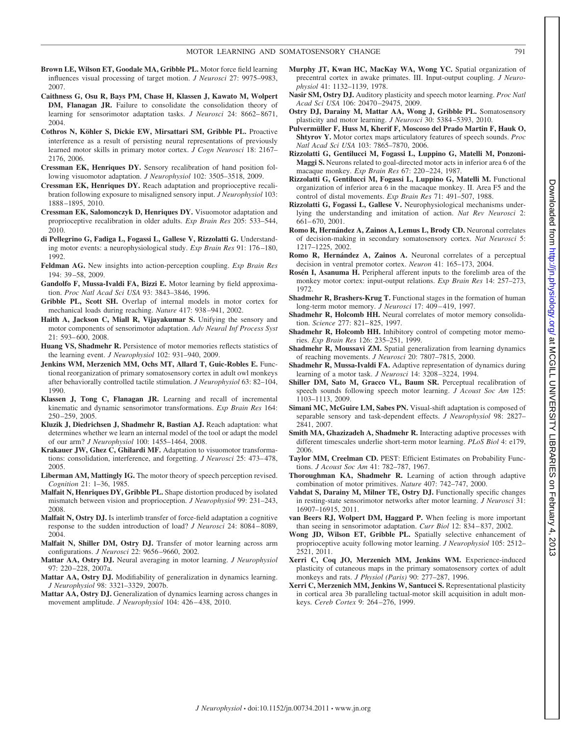**Brown LE, Wilson ET, Goodale MA, Gribble PL.** Motor force field learning influences visual processing of target motion. *J Neurosci* 27: 9975–9983, 2007.

**Caithness G, Osu R, Bays PM, Chase H, Klassen J, Kawato M, Wolpert DM, Flanagan JR.** Failure to consolidate the consolidation theory of learning for sensorimotor adaptation tasks. *J Neurosci* 24: 8662–8671, 2004.

**Cothros N, Köhler S, Dickie EW, Mirsattari SM, Gribble PL.** Proactive interference as a result of persisting neural representations of previously learned motor skills in primary motor cortex. *J Cogn Neurosci* 18: 2167–2176, 2006.

**Cressman EK, Henriques DY.** Sensory recalibration of hand position following visuomotor adaptation. *J Neurophysiol* 102: 3505–3518, 2009.

**Cressman EK, Henriques DY.** Reach adaptation and proprioceptive recalibration following exposure to misaligned sensory input. *J Neurophysiol* 103: 1888–1895, 2010.

**Cressman EK, Salomonczyk D, Henriques DY.** Visuomotor adaptation and proprioceptive recalibration in older adults. *Exp Brain Res* 205: 533–544, 2010.

**di Pellegrino G, Fadiga L, Fogassi L, Gallese V, Rizzolatti G.** Understanding motor events: a neurophysiological study. *Exp Brain Res* 91: 176–180, 1992.

**Feldman AG.** New insights into action-perception coupling. *Exp Brain Res* 194: 39–58, 2009.

**Gandolfo F, Mussa-Ivaldi FA, Bizzi E.** Motor learning by field approximation. *Proc Natl Acad Sci USA* 93: 3843–3846, 1996.

**Gribble PL, Scott SH.** Overlap of internal models in motor cortex for mechanical loads during reaching. *Nature* 417: 938–941, 2002.

**Haith A, Jackson C, Miall R, Vijayakumar S.** Unifying the sensory and motor components of sensorimotor adaptation. *Adv Neural Inf Process Syst* 21: 593–600, 2008.

**Huang VS, Shadmehr R.** Persistence of motor memories reflects statistics of the learning event. *J Neurophysiol* 102: 931–940, 2009.

**Jenkins WM, Merzenich MM, Ochs MT, Allard T, Guic-Robles E.** Functional reorganization of primary somatosensory cortex in adult owl monkeys after behaviorally controlled tactile stimulation. *J Neurophysiol* 63: 82–104, 1990.

**Klassen J, Tong C, Flanagan JR.** Learning and recall of incremental kinematic and dynamic sensorimotor transformations. *Exp Brain Res* 164: 250–259, 2005.

**Kluzik J, Diedrichsen J, Shadmehr R, Bastian AJ.** Reach adaptation: what determines whether we learn an internal model of the tool or adapt the model of our arm? *J Neurophysiol* 100: 1455–1464, 2008.

**Krakauer JW, Ghez C, Ghilardi MF.** Adaptation to visuomotor transformations: consolidation, interference, and forgetting. *J Neurosci* 25: 473–478, 2005.

**Liberman AM, Mattingly IG.** The motor theory of speech perception revised. *Cognition* 21: 1–36, 1985.

**Malfait N, Henriques DY, Gribble PL.** Shape distortion produced by isolated mismatch between vision and proprioception. *J Neurophysiol* 99: 231–243, 2008.

**Malfait N, Ostry DJ.** Is interlimb transfer of force-field adaptation a cognitive response to the sudden introduction of load? *J Neurosci* 24: 8084–8089, 2004.

**Malfait N, Shiller DM, Ostry DJ.** Transfer of motor learning across arm configurations. *J Neurosci* 22: 9656–9660, 2002.

**Mattar AA, Ostry DJ.** Neural averaging in motor learning. *J Neurophysiol* 97: 220–228, 2007a.

**Mattar AA, Ostry DJ.** Modifiability of generalization in dynamics learning. *J Neurophysiol* 98: 3321–3329, 2007b.

**Mattar AA, Ostry DJ.** Generalization of dynamics learning across changes in movement amplitude. *J Neurophysiol* 104: 426–438, 2010.

**Murphy JT, Kwan HC, MacKay WA, Wong YC.** Spatial organization of precentral cortex in awake primates. III. Input-output coupling. *J Neurophysiol* 41: 1132–1139, 1978.

**Nasir SM, Ostry DJ.** Auditory plasticity and speech motor learning. *Proc Natl Acad Sci USA* 106: 20470–29475, 2009.

**Ostry DJ, Darainy M, Mattar AA, Wong J, Gribble PL.** Somatosensory plasticity and motor learning. *J Neurosci* 30: 5384–5393, 2010.

**Pulvermüller F, Huss M, Kherif F, Moscoso del Prado Martin F, Hauk O, Shtyrov Y.** Motor cortex maps articulatory features of speech sounds. *Proc Natl Acad Sci USA* 103: 7865–7870, 2006.

**Rizzolatti G, Gentilucci M, Fogassi L, Luppino G, Matelli M, Ponzoni-Maggi S.** Neurons related to goal-directed motor acts in inferior area 6 of the macaque monkey. *Exp Brain Res* 67: 220–224, 1987.

**Rizzolatti G, Gentilucci M, Fogassi L, Luppino G, Matelli M.** Functional organization of inferior area 6 in the macaque monkey. II. Area F5 and the control of distal movements. *Exp Brain Res* 71: 491–507, 1988.

**Rizzolatti G, Fogassi L, Gallese V.** Neurophysiological mechanisms underlying the understanding and imitation of action. *Nat Rev Neurosci* 2: 661–670, 2001.

**Romo R, Hernández A, Zainos A, Lemus L, Brody CD.** Neuronal correlates of decision-making in secondary somatosensory cortex. *Nat Neurosci* 5: 1217–1225, 2002.

**Romo R, Hernández A, Zainos A.** Neuronal correlates of a perceptual decision in ventral premotor cortex. *Neuron* 41: 165–173, 2004.

**Rosén I, Asanuma H.** Peripheral afferent inputs to the forelimb area of the monkey motor cortex: input-output relations. *Exp Brain Res* 14: 257–273, 1972.

**Shadmehr R, Brashers-Krug T.** Functional stages in the formation of human long-term motor memory. *J Neurosci* 17: 409–419, 1997.

**Shadmehr R, Holcomb HH.** Neural correlates of motor memory consolidation. *Science* 277: 821–825, 1997.

**Shadmehr R, Holcomb HH.** Inhibitory control of competing motor memories. *Exp Brain Res* 126: 235–251, 1999.

**Shadmehr R, Moussavi ZM.** Spatial generalization from learning dynamics of reaching movements. *J Neurosci* 20: 7807–7815, 2000.

**Shadmehr R, Mussa-Ivaldi FA.** Adaptive representation of dynamics during learning of a motor task. *J Neurosci* 14: 3208–3224, 1994.

**Shiller DM, Sato M, Gracco VL, Baum SR.** Perceptual recalibration of speech sounds following speech motor learning. *J Acoust Soc Am* 125: 1103–1113, 2009.

**Simani MC, McGuire LM, Sabes PN.** Visual-shift adaptation is composed of separable sensory and task-dependent effects. *J Neurophysiol* 98: 2827–2841, 2007.

**Smith MA, Ghazizadeh A, Shadmehr R.** Interacting adaptive processes with different timescales underlie short-term motor learning. *PLoS Biol* 4: e179, 2006.

**Taylor MM, Creelman CD.** PEST: Efficient Estimates on Probability Functions. *J Acoust Soc Am* 41: 782–787, 1967.

**Thoroughman KA, Shadmehr R.** Learning of action through adaptive combination of motor primitives. *Nature* 407: 742–747, 2000.

**Vahdat S, Darainy M, Milner TE, Ostry DJ.** Functionally specific changes in resting-state sensorimotor networks after motor learning. *J Neurosci* 31: 16907–16915, 2011.

**van Beers RJ, Wolpert DM, Haggard P.** When feeling is more important than seeing in sensorimotor adaptation. *Curr Biol* 12: 834–837, 2002.

**Wong JD, Wilson ET, Gribble PL.** Spatially selective enhancement of proprioceptive acuity following motor learning. *J Neurophysiol* 105: 2512–2521, 2011.

**Xerri C, Coq JO, Merzenich MM, Jenkins WM.** Experience-induced plasticity of cutaneous maps in the primary somatosensory cortex of adult monkeys and rats. *J Physiol (Paris)* 90: 277–287, 1996.

**Xerri C, Merzenich MM, Jenkins W, Santucci S.** Representational plasticity in cortical area 3b paralleling tactual-motor skill acquisition in adult monkeys. *Cereb Cortex* 9: 264–276, 1999.